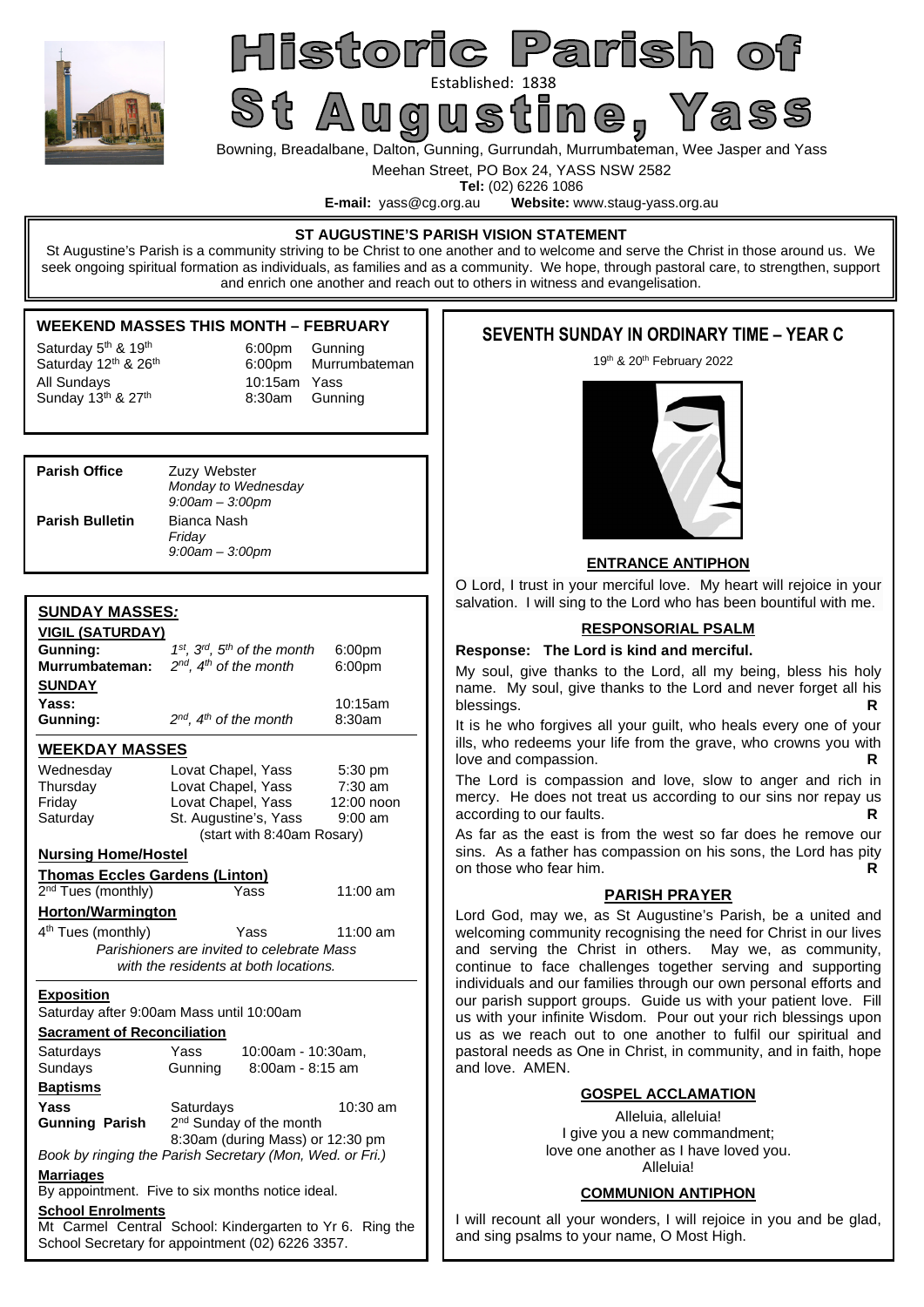# Historic Parish of St Augustine, Yass

Established: 1838

Bowning, Breadalbane, Dalton, Gunning, Gurrundah, Murrumbateman, Wee Jasper and Yass

Meehan Street, PO Box 24, YASS NSW 2582

**Tel:** (02) 6226 1086

**E-mail:** yass@cg.org.au **Website:** www.staug-yass.org.au

**ST AUGUSTINE'S PARISH VISION STATEMENT**

St Augustine's Parish is a community striving to be Christ to one another and to welcome and serve the Christ in those around us. We seek ongoing spiritual formation as individuals, as families and as a community. We hope, through pastoral care, to strengthen, support and enrich one another and reach out to others in witness and evangelisation.

## WEEKEND MASSES THIS MONTH – FEBRUARY

| | | |
|---|---|---|
| Saturday 5th & 19th | 6:00pm | Gunning |
| Saturday 12th & 26th | 6:00pm | Murrumbateman |
| All Sundays | 10:15am | Yass |
| Sunday 13th & 27th | 8:30am | Gunning |

**Parish Office** Zuzy Webster
*Monday to Wednesday*
*9:00am – 3:00pm*

**Parish Bulletin** Bianca Nash
*Friday*
*9:00am – 3:00pm*

## SUNDAY MASSES:

**VIGIL (SATURDAY)**

| | | |
|---|---|---|
| **Gunning:** | *1st, 3rd, 5th of the month* | 6:00pm |
| **Murrumbateman:** | *2nd, 4th of the month* | 6:00pm |

**SUNDAY**

| | | |
|---|---|---|
| **Yass:** | | 10:15am |
| **Gunning:** | *2nd, 4th of the month* | 8:30am |

## WEEKDAY MASSES

| | | |
|---|---|---|
| Wednesday | Lovat Chapel, Yass | 5:30 pm |
| Thursday | Lovat Chapel, Yass | 7:30 am |
| Friday | Lovat Chapel, Yass | 12:00 noon |
| Saturday | St. Augustine's, Yass | 9:00 am |

(start with 8:40am Rosary)

**Nursing Home/Hostel**

**Thomas Eccles Gardens (Linton)**
2nd Tues (monthly) Yass 11:00 am

**Horton/Warmington**
4th Tues (monthly) Yass 11:00 am

*Parishioners are invited to celebrate Mass with the residents at both locations.*

**Exposition**
Saturday after 9:00am Mass until 10:00am

**Sacrament of Reconciliation**

| | | |
|---|---|---|
| Saturdays | Yass | 10:00am - 10:30am, |
| Sundays | Gunning | 8:00am - 8:15 am |

**Baptisms**

**Yass** Saturdays 10:30 am
**Gunning Parish** 2nd Sunday of the month 8:30am (during Mass) or 12:30 pm

*Book by ringing the Parish Secretary (Mon, Wed. or Fri.)*

**Marriages**
By appointment. Five to six months notice ideal.

**School Enrolments**
Mt Carmel Central School: Kindergarten to Yr 6. Ring the School Secretary for appointment (02) 6226 3357.

## SEVENTH SUNDAY IN ORDINARY TIME – YEAR C

19th & 20th February 2022

### ENTRANCE ANTIPHON

O Lord, I trust in your merciful love. My heart will rejoice in your salvation. I will sing to the Lord who has been bountiful with me.

### RESPONSORIAL PSALM

**Response: The Lord is kind and merciful.**

My soul, give thanks to the Lord, all my being, bless his holy name. My soul, give thanks to the Lord and never forget all his blessings. **R**

It is he who forgives all your guilt, who heals every one of your ills, who redeems your life from the grave, who crowns you with love and compassion. **R**

The Lord is compassion and love, slow to anger and rich in mercy. He does not treat us according to our sins nor repay us according to our faults. **R**

As far as the east is from the west so far does he remove our sins. As a father has compassion on his sons, the Lord has pity on those who fear him. **R**

### PARISH PRAYER

Lord God, may we, as St Augustine's Parish, be a united and welcoming community recognising the need for Christ in our lives and serving the Christ in others. May we, as community, continue to face challenges together serving and supporting individuals and our families through our own personal efforts and our parish support groups. Guide us with your patient love. Fill us with your infinite Wisdom. Pour out your rich blessings upon us as we reach out to one another to fulfil our spiritual and pastoral needs as One in Christ, in community, and in faith, hope and love. AMEN.

### GOSPEL ACCLAMATION

Alleluia, alleluia!
I give you a new commandment;
love one another as I have loved you.
Alleluia!

### COMMUNION ANTIPHON

I will recount all your wonders, I will rejoice in you and be glad, and sing psalms to your name, O Most High.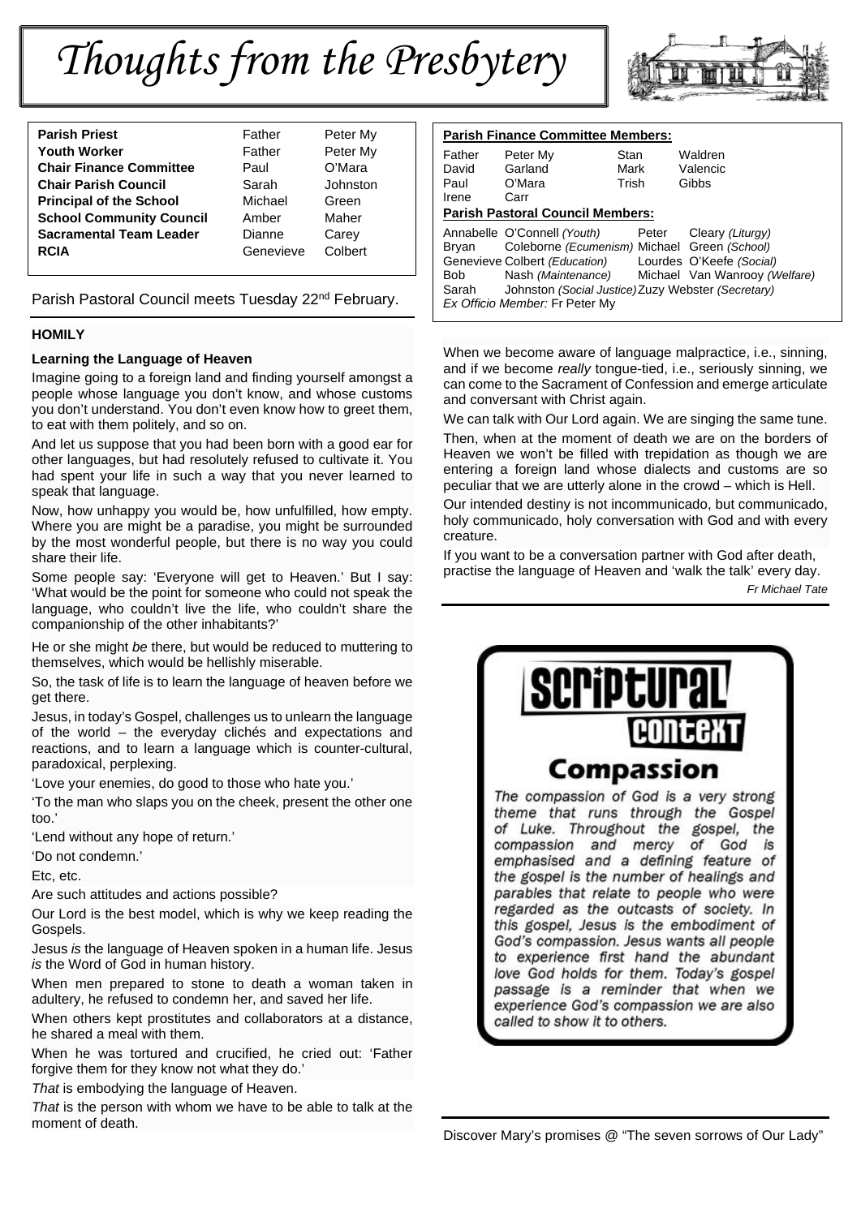# Thoughts from the Presbytery

| | | |
|---|---|---|
| **Parish Priest** | Father | Peter My |
| **Youth Worker** | Father | Peter My |
| **Chair Finance Committee** | Paul | O'Mara |
| **Chair Parish Council** | Sarah | Johnston |
| **Principal of the School** | Michael | Green |
| **School Community Council** | Amber | Maher |
| **Sacramental Team Leader** | Dianne | Carey |
| **RCIA** | Genevieve | Colbert |

Parish Pastoral Council meets Tuesday 22nd February.

**Parish Finance Committee Members:**

| | | | |
|---|---|---|---|
| Father | Peter My | Stan | Waldren |
| David | Garland | Mark | Valencic |
| Paul | O'Mara | Trish | Gibbs |
| Irene | Carr | | |

**Parish Pastoral Council Members:**

| | | | |
|---|---|---|---|
| Annabelle | O'Connell *(Youth)* | Peter | Cleary *(Liturgy)* |
| Bryan | Coleborne *(Ecumenism)* | Michael | Green *(School)* |
| Genevieve | Colbert *(Education)* | Lourdes | O'Keefe *(Social)* |
| Bob | Nash *(Maintenance)* | Michael | Van Wanrooy *(Welfare)* |
| Sarah | Johnston *(Social Justice)* | Zuzy | Webster *(Secretary)* |

*Ex Officio Member:* Fr Peter My

## HOMILY

### Learning the Language of Heaven

Imagine going to a foreign land and finding yourself amongst a people whose language you don't know, and whose customs you don't understand. You don't even know how to greet them, to eat with them politely, and so on.

And let us suppose that you had been born with a good ear for other languages, but had resolutely refused to cultivate it. You had spent your life in such a way that you never learned to speak that language.

Now, how unhappy you would be, how unfulfilled, how empty. Where you are might be a paradise, you might be surrounded by the most wonderful people, but there is no way you could share their life.

Some people say: 'Everyone will get to Heaven.' But I say: 'What would be the point for someone who could not speak the language, who couldn't live the life, who couldn't share the companionship of the other inhabitants?'

He or she might *be* there, but would be reduced to muttering to themselves, which would be hellishly miserable.

So, the task of life is to learn the language of heaven before we get there.

Jesus, in today's Gospel, challenges us to unlearn the language of the world – the everyday clichés and expectations and reactions, and to learn a language which is counter-cultural, paradoxical, perplexing.

'Love your enemies, do good to those who hate you.'

'To the man who slaps you on the cheek, present the other one too.'

'Lend without any hope of return.'

'Do not condemn.'

Etc, etc.

Are such attitudes and actions possible?

Our Lord is the best model, which is why we keep reading the Gospels.

Jesus *is* the language of Heaven spoken in a human life. Jesus *is* the Word of God in human history.

When men prepared to stone to death a woman taken in adultery, he refused to condemn her, and saved her life.

When others kept prostitutes and collaborators at a distance, he shared a meal with them.

When he was tortured and crucified, he cried out: 'Father forgive them for they know not what they do.'

*That* is embodying the language of Heaven.

*That* is the person with whom we have to be able to talk at the moment of death.

When we become aware of language malpractice, i.e., sinning, and if we become *really* tongue-tied, i.e., seriously sinning, we can come to the Sacrament of Confession and emerge articulate and conversant with Christ again.

We can talk with Our Lord again. We are singing the same tune.

Then, when at the moment of death we are on the borders of Heaven we won't be filled with trepidation as though we are entering a foreign land whose dialects and customs are so peculiar that we are utterly alone in the crowd – which is Hell.

Our intended destiny is not incommunicado, but communicado, holy communicado, holy conversation with God and with every creature.

If you want to be a conversation partner with God after death, practise the language of Heaven and 'walk the talk' every day.

*Fr Michael Tate*

## Scriptural Context

### Compassion

*The compassion of God is a very strong theme that runs through the Gospel of Luke. Throughout the gospel, the compassion and mercy of God is emphasised and a defining feature of the gospel is the number of healings and parables that relate to people who were regarded as the outcasts of society. In this gospel, Jesus is the embodiment of God's compassion. Jesus wants all people to experience first hand the abundant love God holds for them. Today's gospel passage is a reminder that when we experience God's compassion we are also called to show it to others.*

Discover Mary's promises @ "The seven sorrows of Our Lady"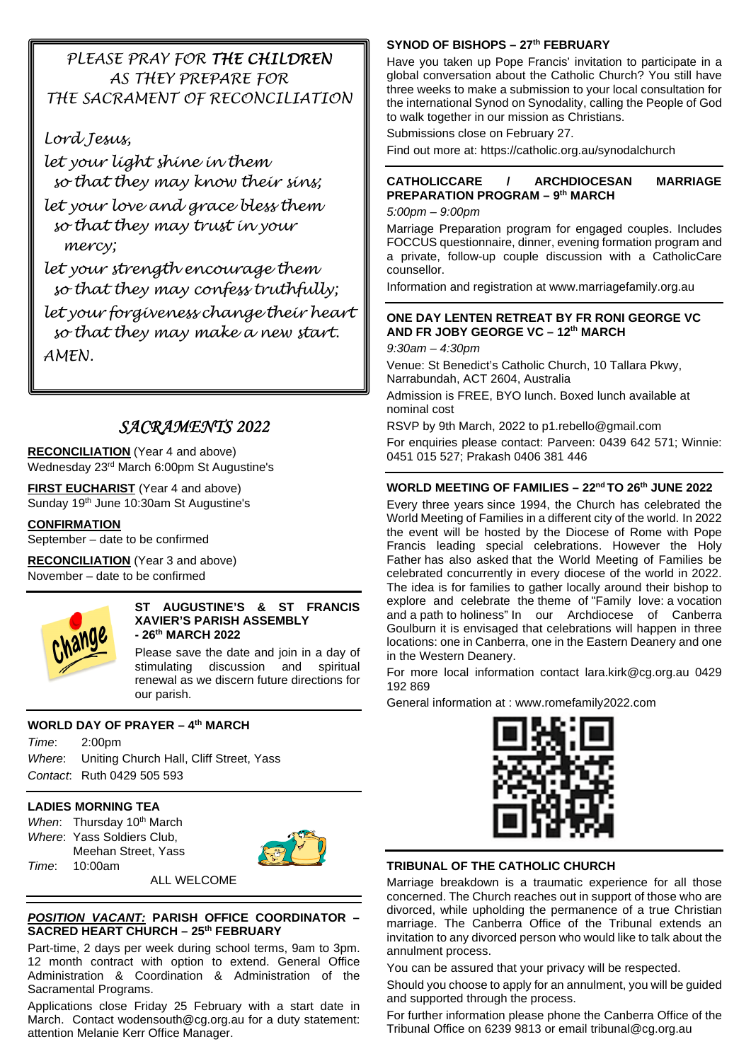*PLEASE PRAY FOR* ***THE CHILDREN*** *AS THEY PREPARE FOR THE SACRAMENT OF RECONCILIATION*

*Lord Jesus,*
*let your light shine in them*
*so that they may know their sins;*
*let your love and grace bless them*
*so that they may trust in your mercy;*
*let your strength encourage them*
*so that they may confess truthfully;*
*let your forgiveness change their heart*
*so that they may make a new start.*
*AMEN.*

## *SACRAMENTS 2022*

**RECONCILIATION** (Year 4 and above)
Wednesday 23rd March 6:00pm St Augustine's

**FIRST EUCHARIST** (Year 4 and above)
Sunday 19th June 10:30am St Augustine's

**CONFIRMATION**
September – date to be confirmed

**RECONCILIATION** (Year 3 and above)
November – date to be confirmed

### ST AUGUSTINE'S & ST FRANCIS XAVIER'S PARISH ASSEMBLY - 26th MARCH 2022

Please save the date and join in a day of stimulating discussion and spiritual renewal as we discern future directions for our parish.

### WORLD DAY OF PRAYER – 4th MARCH

*Time*: 2:00pm
*Where*: Uniting Church Hall, Cliff Street, Yass
*Contact*: Ruth 0429 505 593

### LADIES MORNING TEA

*When*: Thursday 10th March
*Where*: Yass Soldiers Club, Meehan Street, Yass
*Time*: 10:00am

ALL WELCOME

### *POSITION VACANT:* PARISH OFFICE COORDINATOR – SACRED HEART CHURCH – 25th FEBRUARY

Part-time, 2 days per week during school terms, 9am to 3pm. 12 month contract with option to extend. General Office Administration & Coordination & Administration of the Sacramental Programs.

Applications close Friday 25 February with a start date in March. Contact wodensouth@cg.org.au for a duty statement: attention Melanie Kerr Office Manager.

### SYNOD OF BISHOPS – 27th FEBRUARY

Have you taken up Pope Francis' invitation to participate in a global conversation about the Catholic Church? You still have three weeks to make a submission to your local consultation for the international Synod on Synodality, calling the People of God to walk together in our mission as Christians.

Submissions close on February 27.

Find out more at: https://catholic.org.au/synodalchurch

### CATHOLICCARE / ARCHDIOCESAN MARRIAGE PREPARATION PROGRAM – 9th MARCH

*5:00pm – 9:00pm*

Marriage Preparation program for engaged couples. Includes FOCCUS questionnaire, dinner, evening formation program and a private, follow-up couple discussion with a CatholicCare counsellor.

Information and registration at www.marriagefamily.org.au

### ONE DAY LENTEN RETREAT BY FR RONI GEORGE VC AND FR JOBY GEORGE VC – 12th MARCH

*9:30am – 4:30pm*

Venue: St Benedict's Catholic Church, 10 Tallara Pkwy, Narrabundah, ACT 2604, Australia

Admission is FREE, BYO lunch. Boxed lunch available at nominal cost

RSVP by 9th March, 2022 to p1.rebello@gmail.com

For enquiries please contact: Parveen: 0439 642 571; Winnie: 0451 015 527; Prakash 0406 381 446

### WORLD MEETING OF FAMILIES – 22nd TO 26th JUNE 2022

Every three years since 1994, the Church has celebrated the World Meeting of Families in a different city of the world. In 2022 the event will be hosted by the Diocese of Rome with Pope Francis leading special celebrations. However the Holy Father has also asked that the World Meeting of Families be celebrated concurrently in every diocese of the world in 2022. The idea is for families to gather locally around their bishop to explore and celebrate the theme of "Family love: a vocation and a path to holiness" In our Archdiocese of Canberra Goulburn it is envisaged that celebrations will happen in three locations: one in Canberra, one in the Eastern Deanery and one in the Western Deanery.

For more local information contact lara.kirk@cg.org.au 0429 192 869

General information at : www.romefamily2022.com

### TRIBUNAL OF THE CATHOLIC CHURCH

Marriage breakdown is a traumatic experience for all those concerned. The Church reaches out in support of those who are divorced, while upholding the permanence of a true Christian marriage. The Canberra Office of the Tribunal extends an invitation to any divorced person who would like to talk about the annulment process.

You can be assured that your privacy will be respected.

Should you choose to apply for an annulment, you will be guided and supported through the process.

For further information please phone the Canberra Office of the Tribunal Office on 6239 9813 or email tribunal@cg.org.au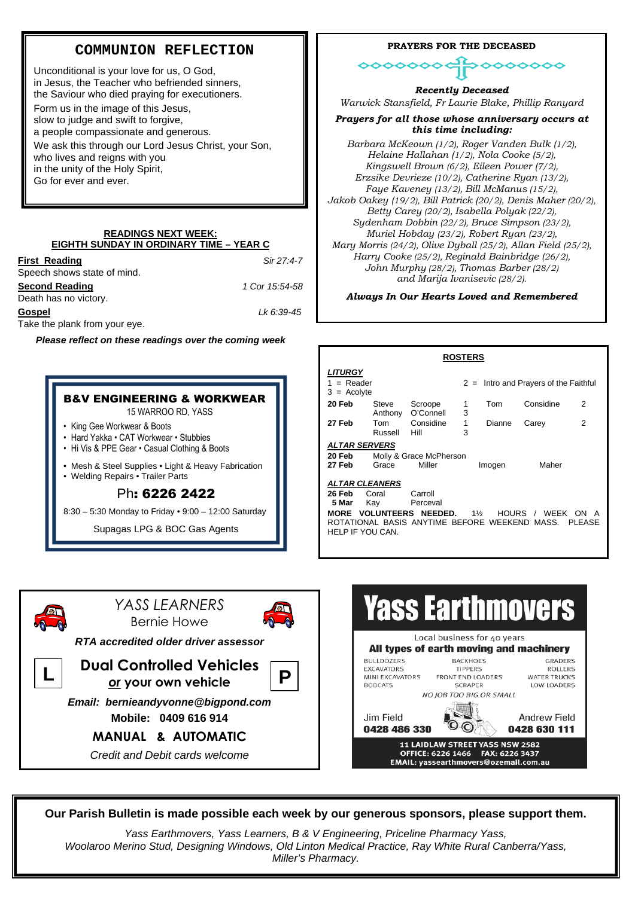## COMMUNION REFLECTION

Unconditional is your love for us, O God,
in Jesus, the Teacher who befriended sinners,
the Saviour who died praying for executioners.

Form us in the image of this Jesus,
slow to judge and swift to forgive,
a people compassionate and generous.

We ask this through our Lord Jesus Christ, your Son,
who lives and reigns with you
in the unity of the Holy Spirit,
Go for ever and ever.

### READINGS NEXT WEEK: EIGHTH SUNDAY IN ORDINARY TIME – YEAR C

**First Reading** — *Sir 27:4-7*
Speech shows state of mind.

**Second Reading** — *1 Cor 15:54-58*
Death has no victory.

**Gospel** — *Lk 6:39-45*
Take the plank from your eye.

***Please reflect on these readings over the coming week***

### PRAYERS FOR THE DECEASED

***Recently Deceased***
*Warwick Stansfield, Fr Laurie Blake, Phillip Ranyard*

***Prayers for all those whose anniversary occurs at this time including:***

*Barbara McKeown (1/2), Roger Vanden Bulk (1/2), Helaine Hallahan (1/2), Nola Cooke (5/2), Kingswell Brown (6/2), Eileen Power (7/2), Erzsike Devrieze (10/2), Catherine Ryan (13/2), Faye Kaveney (13/2), Bill McManus (15/2), Jakob Oakey (19/2), Bill Patrick (20/2), Denis Maher (20/2), Betty Carey (20/2), Isabella Polyak (22/2), Sydenham Dobbin (22/2), Bruce Simpson (23/2), Muriel Hobday (23/2), Robert Ryan (23/2), Mary Morris (24/2), Olive Dyball (25/2), Allan Field (25/2), Harry Cooke (25/2), Reginald Bainbridge (26/2), John Murphy (28/2), Thomas Barber (28/2) and Marija Ivanisevic (28/2).*

***Always In Our Hearts Loved and Remembered***

### ROSTERS

***LITURGY***
1 = Reader    2 = Intro and Prayers of the Faithful
3 = Acolyte

| | | | | | | |
|---|---|---|---|---|---|---|
| **20 Feb** | Steve | Scroope | 1 | Tom | Considine | 2 |
| | Anthony | O'Connell | 3 | | | |
| **27 Feb** | Tom | Considine | 1 | Dianne | Carey | 2 |
| | Russell | Hill | 3 | | | |

***ALTAR SERVERS***

| | | | | |
|---|---|---|---|---|
| **20 Feb** | Molly & Grace McPherson | | | |
| **27 Feb** | Grace | Miller | Imogen | Maher |

***ALTAR CLEANERS***

| | | |
|---|---|---|
| **26 Feb** | Coral | Carroll |
| **5 Mar** | Kay | Perceval |

**MORE VOLUNTEERS NEEDED.** 1½ HOURS / WEEK ON A ROTATIONAL BASIS ANYTIME BEFORE WEEKEND MASS. PLEASE HELP IF YOU CAN.

---

**B&V ENGINEERING & WORKWEAR**
15 WARROO RD, YASS

- King Gee Workwear & Boots
- Hard Yakka • CAT Workwear • Stubbies
- Hi Vis & PPE Gear • Casual Clothing & Boots
- Mesh & Steel Supplies • Light & Heavy Fabrication
- Welding Repairs • Trailer Parts

Ph: **6226 2422**

8:30 – 5:30 Monday to Friday • 9:00 – 12:00 Saturday

Supagas LPG & BOC Gas Agents

---

*YASS LEARNERS*
Bernie Howe

***RTA accredited older driver assessor***

L **Dual Controlled Vehicles** P
***or* your own vehicle**

***Email: bernieandyvonne@bigpond.com***
**Mobile: 0409 616 914**
**MANUAL & AUTOMATIC**
*Credit and Debit cards welcome*

---

**Yass Earthmovers**

Local business for 40 years
**All types of earth moving and machinery**

BULLDOZERS, EXCAVATORS, MINI EXCAVATORS, BOBCATS, BACKHOES, TIPPERS, FRONT END LOADERS, SCRAPER, GRADERS, ROLLERS, WATER TRUCKS, LOW LOADERS

*NO JOB TOO BIG OR SMALL*

Jim Field **0428 486 330**    Andrew Field **0428 630 111**

**11 LAIDLAW STREET YASS NSW 2582**
**OFFICE: 6226 1466 FAX: 6226 3437**
**EMAIL: yassearthmovers@ozemail.com.au**

---

**Our Parish Bulletin is made possible each week by our generous sponsors, please support them.**

*Yass Earthmovers, Yass Learners, B & V Engineering, Priceline Pharmacy Yass, Woolaroo Merino Stud, Designing Windows, Old Linton Medical Practice, Ray White Rural Canberra/Yass, Miller's Pharmacy.*